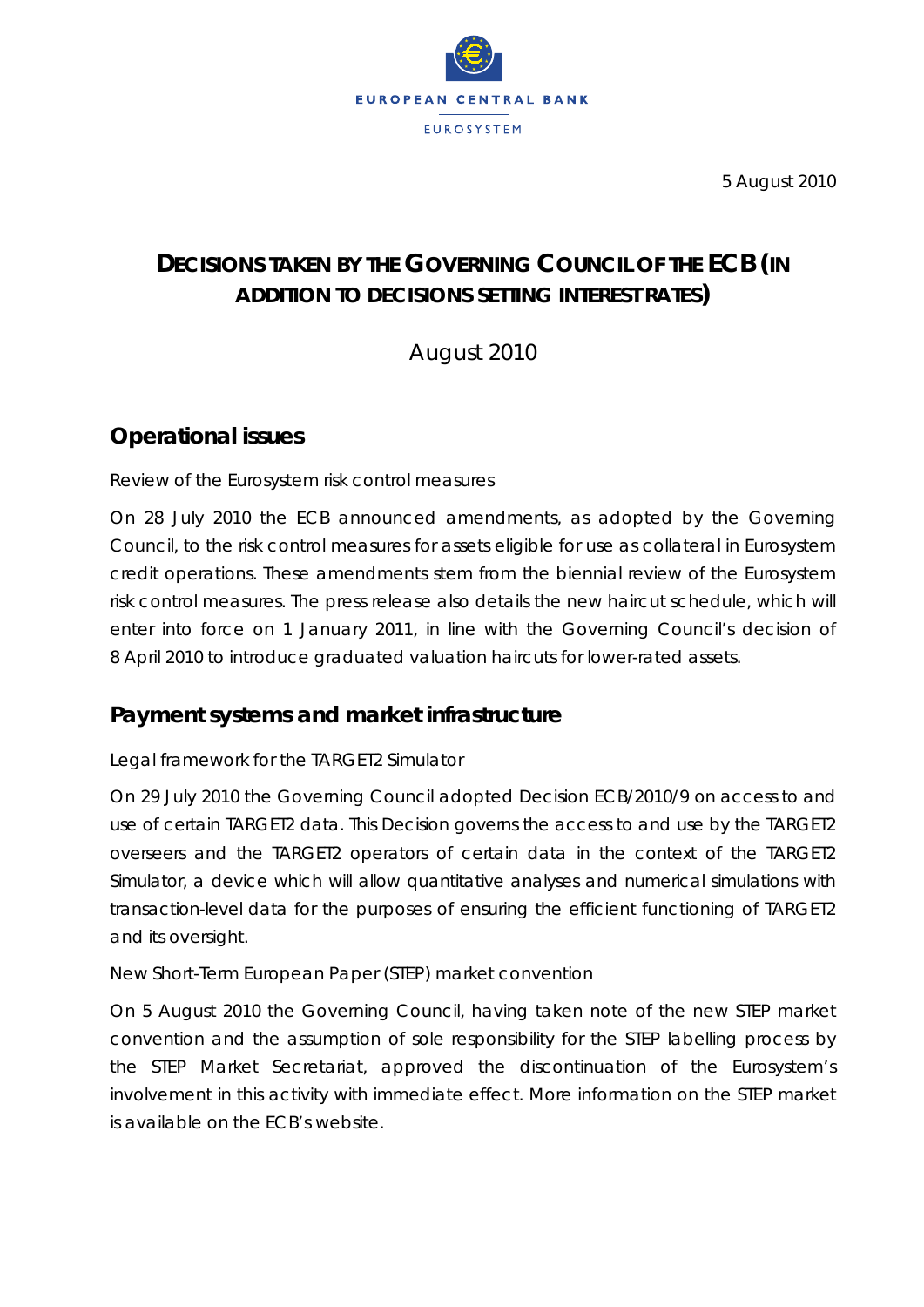EUROPEAN CENTRAL BANK

EUROSYSTEM

5 August 2010

# DECISIONS TAKEN BY THE GOVERNING COUNCIL OF THE ECB (IN ADDITION TO DECISIONS SETTING INTEREST RATES)

August 2010

## Operational issues

Review of the Eurosystem risk control measures

On 28 July 2010 the ECB announced amendments, as adopted by the Governing Council, to the risk control measures for assets eligible for use as collateral in Eurosystem credit operations. These amendments stem from the biennial review of the Eurosystem risk control measures. The press release also details the new haircut schedule, which will enter into force on 1 January 2011, in line with the Governing Council's decision of 8 April 2010 to introduce graduated valuation haircuts for lower-rated assets.

## Payment systems and market infrastructure

Legal framework for the TARGET2 Simulator

On 29 July 2010 the Governing Council adopted Decision ECB/2010/9 on access to and use of certain TARGET2 data. This Decision governs the access to and use by the TARGET2 overseers and the TARGET2 operators of certain data in the context of the TARGET2 Simulator, a device which will allow quantitative analyses and numerical simulations with transaction-level data for the purposes of ensuring the efficient functioning of TARGET2 and its oversight.

New Short-Term European Paper (STEP) market convention

On 5 August 2010 the Governing Council, having taken note of the new STEP market convention and the assumption of sole responsibility for the STEP labelling process by the STEP Market Secretariat, approved the discontinuation of the Eurosystem's involvement in this activity with immediate effect. More information on the STEP market is available on the ECB's website.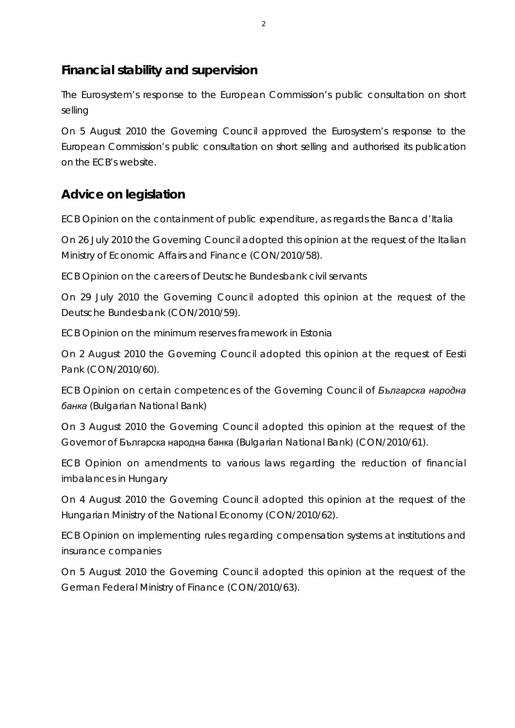## Financial stability and supervision

The Eurosystem's response to the European Commission's public consultation on short selling

On 5 August 2010 the Governing Council approved the Eurosystem's response to the European Commission's public consultation on short selling and authorised its publication on the ECB's website.

## Advice on legislation

ECB Opinion on the containment of public expenditure, as regards the Banca d'Italia

On 26 July 2010 the Governing Council adopted this opinion at the request of the Italian Ministry of Economic Affairs and Finance (CON/2010/58).

ECB Opinion on the careers of Deutsche Bundesbank civil servants

On 29 July 2010 the Governing Council adopted this opinion at the request of the Deutsche Bundesbank (CON/2010/59).

ECB Opinion on the minimum reserves framework in Estonia

On 2 August 2010 the Governing Council adopted this opinion at the request of Eesti Pank (CON/2010/60).

ECB Opinion on certain competences of the Governing Council of *Българска народна банка* (Bulgarian National Bank)

On 3 August 2010 the Governing Council adopted this opinion at the request of the Governor of Българска народна банка (Bulgarian National Bank) (CON/2010/61).

ECB Opinion on amendments to various laws regarding the reduction of financial imbalances in Hungary

On 4 August 2010 the Governing Council adopted this opinion at the request of the Hungarian Ministry of the National Economy (CON/2010/62).

ECB Opinion on implementing rules regarding compensation systems at institutions and insurance companies

On 5 August 2010 the Governing Council adopted this opinion at the request of the German Federal Ministry of Finance (CON/2010/63).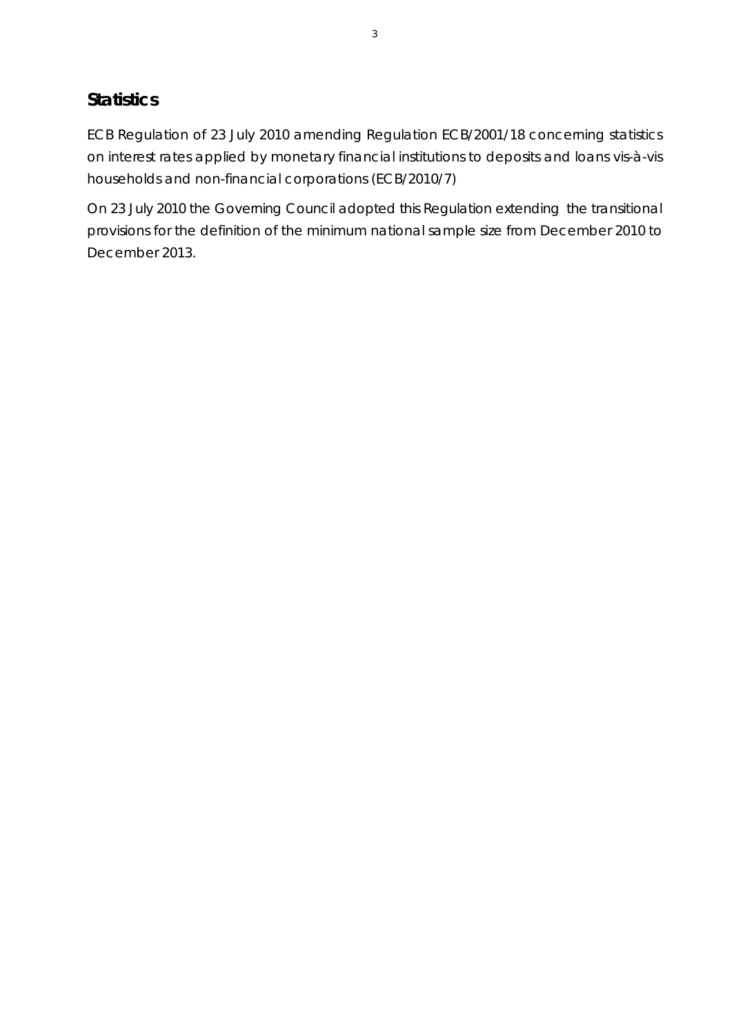## Statistics

ECB Regulation of 23 July 2010 amending Regulation ECB/2001/18 concerning statistics on interest rates applied by monetary financial institutions to deposits and loans vis-à-vis households and non-financial corporations (ECB/2010/7)

On 23 July 2010 the Governing Council adopted this Regulation extending the transitional provisions for the definition of the minimum national sample size from December 2010 to December 2013.